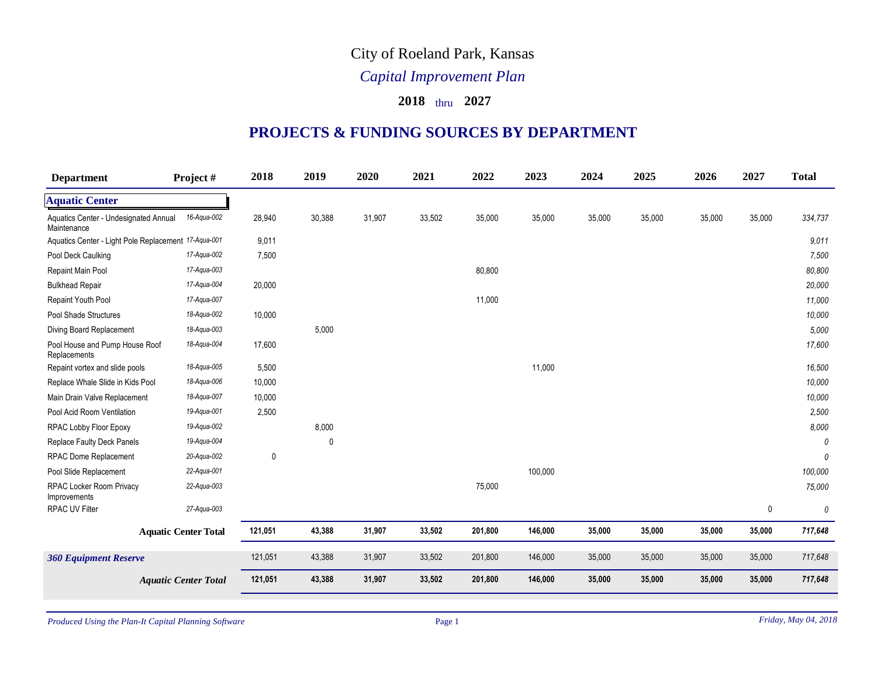# City of Roeland Park, Kansas

## *Capital Improvement Plan*

### 2018 thru 2027

## PROJECTS & FUNDING SOURCES BY DEPARTMENT

| Department | Project # | 2018 | 2019 | 2020 | 2021 | 2022 | 2023 | 2024 | 2025 | 2026 | 2027 | Total |
|---|---|---|---|---|---|---|---|---|---|---|---|---|
| **Aquatic Center** | | | | | | | | | | | | |
| Aquatics Center - Undesignated Annual Maintenance | 16-Aqua-002 | 28,940 | 30,388 | 31,907 | 33,502 | 35,000 | 35,000 | 35,000 | 35,000 | 35,000 | 35,000 | 334,737 |
| Aquatics Center - Light Pole Replacement | 17-Aqua-001 | 9,011 | | | | | | | | | | 9,011 |
| Pool Deck Caulking | 17-Aqua-002 | 7,500 | | | | | | | | | | 7,500 |
| Repaint Main Pool | 17-Aqua-003 | | | | | 80,800 | | | | | | 80,800 |
| Bulkhead Repair | 17-Aqua-004 | 20,000 | | | | | | | | | | 20,000 |
| Repaint Youth Pool | 17-Aqua-007 | | | | | 11,000 | | | | | | 11,000 |
| Pool Shade Structures | 18-Aqua-002 | 10,000 | | | | | | | | | | 10,000 |
| Diving Board Replacement | 18-Aqua-003 | | 5,000 | | | | | | | | | 5,000 |
| Pool House and Pump House Roof Replacements | 18-Aqua-004 | 17,600 | | | | | | | | | | 17,600 |
| Repaint vortex and slide pools | 18-Aqua-005 | 5,500 | | | | | 11,000 | | | | | 16,500 |
| Replace Whale Slide in Kids Pool | 18-Aqua-006 | 10,000 | | | | | | | | | | 10,000 |
| Main Drain Valve Replacement | 18-Aqua-007 | 10,000 | | | | | | | | | | 10,000 |
| Pool Acid Room Ventilation | 19-Aqua-001 | 2,500 | | | | | | | | | | 2,500 |
| RPAC Lobby Floor Epoxy | 19-Aqua-002 | | 8,000 | | | | | | | | | 8,000 |
| Replace Faulty Deck Panels | 19-Aqua-004 | | 0 | | | | | | | | | 0 |
| RPAC Dome Replacement | 20-Aqua-002 | 0 | | | | | | | | | | 0 |
| Pool Slide Replacement | 22-Aqua-001 | | | | | | 100,000 | | | | | 100,000 |
| RPAC Locker Room Privacy Improvements | 22-Aqua-003 | | | | | 75,000 | | | | | | 75,000 |
| RPAC UV Filter | 27-Aqua-003 | | | | | | | | | | 0 | 0 |
| **Aquatic Center Total** | | **121,051** | **43,388** | **31,907** | **33,502** | **201,800** | **146,000** | **35,000** | **35,000** | **35,000** | **35,000** | **717,648** |
| ***360 Equipment Reserve*** | | 121,051 | 43,388 | 31,907 | 33,502 | 201,800 | 146,000 | 35,000 | 35,000 | 35,000 | 35,000 | 717,648 |
| ***Aquatic Center Total*** | | **121,051** | **43,388** | **31,907** | **33,502** | **201,800** | **146,000** | **35,000** | **35,000** | **35,000** | **35,000** | **717,648** |

*Produced Using the Plan-It Capital Planning Software* — *Friday, May 04, 2018*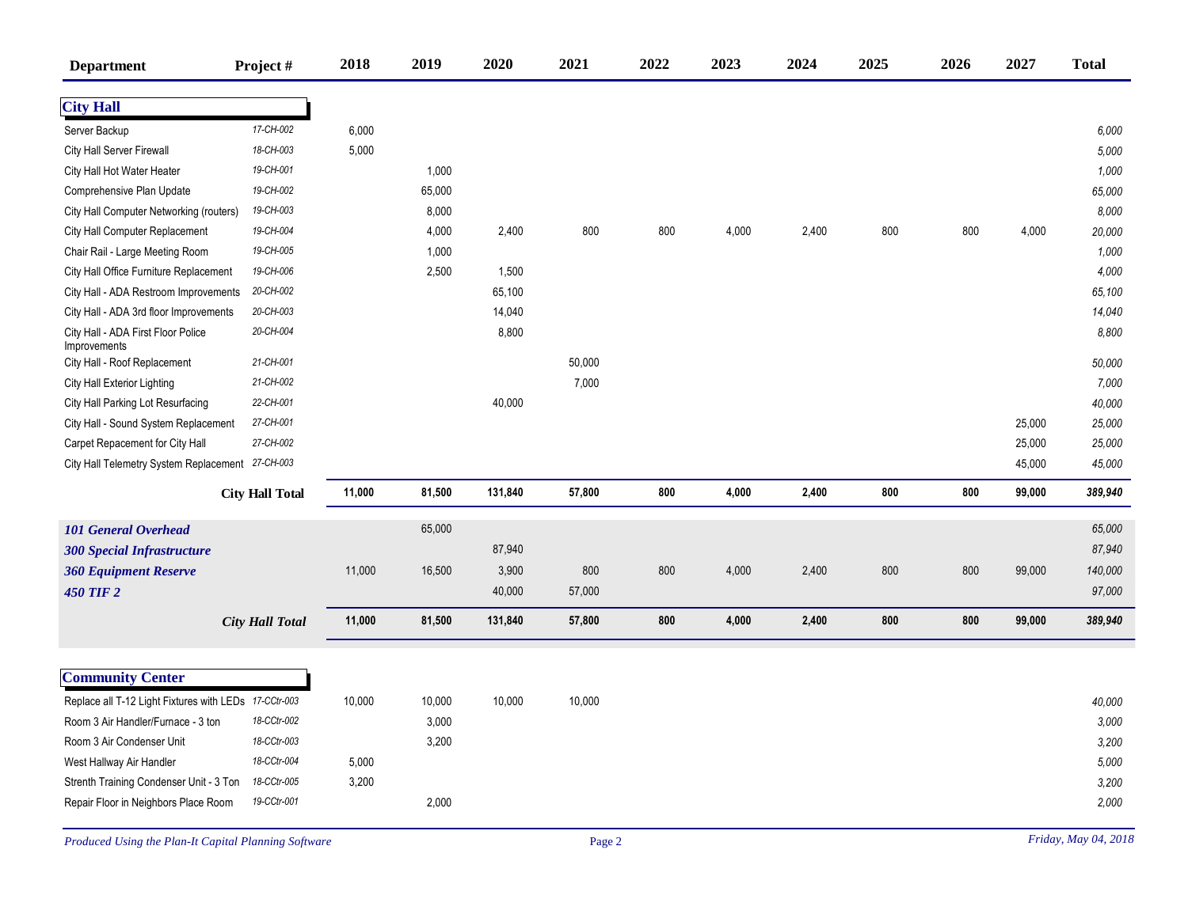| Department | Project # | 2018 | 2019 | 2020 | 2021 | 2022 | 2023 | 2024 | 2025 | 2026 | 2027 | Total |
|---|---|---|---|---|---|---|---|---|---|---|---|---|
| **City Hall** | | | | | | | | | | | | |
| Server Backup | 17-CH-002 | 6,000 | | | | | | | | | | *6,000* |
| City Hall Server Firewall | 18-CH-003 | 5,000 | | | | | | | | | | *5,000* |
| City Hall Hot Water Heater | 19-CH-001 | | 1,000 | | | | | | | | | *1,000* |
| Comprehensive Plan Update | 19-CH-002 | | 65,000 | | | | | | | | | *65,000* |
| City Hall Computer Networking (routers) | 19-CH-003 | | 8,000 | | | | | | | | | *8,000* |
| City Hall Computer Replacement | 19-CH-004 | | 4,000 | 2,400 | 800 | 800 | 4,000 | 2,400 | 800 | 800 | 4,000 | *20,000* |
| Chair Rail - Large Meeting Room | 19-CH-005 | | 1,000 | | | | | | | | | *1,000* |
| City Hall Office Furniture Replacement | 19-CH-006 | | 2,500 | 1,500 | | | | | | | | *4,000* |
| City Hall - ADA Restroom Improvements | 20-CH-002 | | | 65,100 | | | | | | | | *65,100* |
| City Hall - ADA 3rd floor Improvements | 20-CH-003 | | | 14,040 | | | | | | | | *14,040* |
| City Hall - ADA First Floor Police Improvements | 20-CH-004 | | | 8,800 | | | | | | | | *8,800* |
| City Hall - Roof Replacement | 21-CH-001 | | | | 50,000 | | | | | | | *50,000* |
| City Hall Exterior Lighting | 21-CH-002 | | | | 7,000 | | | | | | | *7,000* |
| City Hall Parking Lot Resurfacing | 22-CH-001 | | | 40,000 | | | | | | | | *40,000* |
| City Hall - Sound System Replacement | 27-CH-001 | | | | | | | | | | 25,000 | *25,000* |
| Carpet Repacement for City Hall | 27-CH-002 | | | | | | | | | | 25,000 | *25,000* |
| City Hall Telemetry System Replacement | 27-CH-003 | | | | | | | | | | 45,000 | *45,000* |
| | **City Hall Total** | **11,000** | **81,500** | **131,840** | **57,800** | **800** | **4,000** | **2,400** | **800** | **800** | **99,000** | ***389,940*** |
| ***101 General Overhead*** | | | 65,000 | | | | | | | | | *65,000* |
| ***300 Special Infrastructure*** | | | | 87,940 | | | | | | | | *87,940* |
| ***360 Equipment Reserve*** | | 11,000 | 16,500 | 3,900 | 800 | 800 | 4,000 | 2,400 | 800 | 800 | 99,000 | *140,000* |
| ***450 TIF 2*** | | | | 40,000 | 57,000 | | | | | | | *97,000* |
| | ***City Hall Total*** | **11,000** | **81,500** | **131,840** | **57,800** | **800** | **4,000** | **2,400** | **800** | **800** | **99,000** | ***389,940*** |
| **Community Center** | | | | | | | | | | | | |
| Replace all T-12 Light Fixtures with LEDs | 17-CCtr-003 | 10,000 | 10,000 | 10,000 | 10,000 | | | | | | | *40,000* |
| Room 3 Air Handler/Furnace - 3 ton | 18-CCtr-002 | | 3,000 | | | | | | | | | *3,000* |
| Room 3 Air Condenser Unit | 18-CCtr-003 | | 3,200 | | | | | | | | | *3,200* |
| West Hallway Air Handler | 18-CCtr-004 | 5,000 | | | | | | | | | | *5,000* |
| Strenth Training Condenser Unit - 3 Ton | 18-CCtr-005 | 3,200 | | | | | | | | | | *3,200* |
| Repair Floor in Neighbors Place Room | 19-CCtr-001 | | 2,000 | | | | | | | | | *2,000* |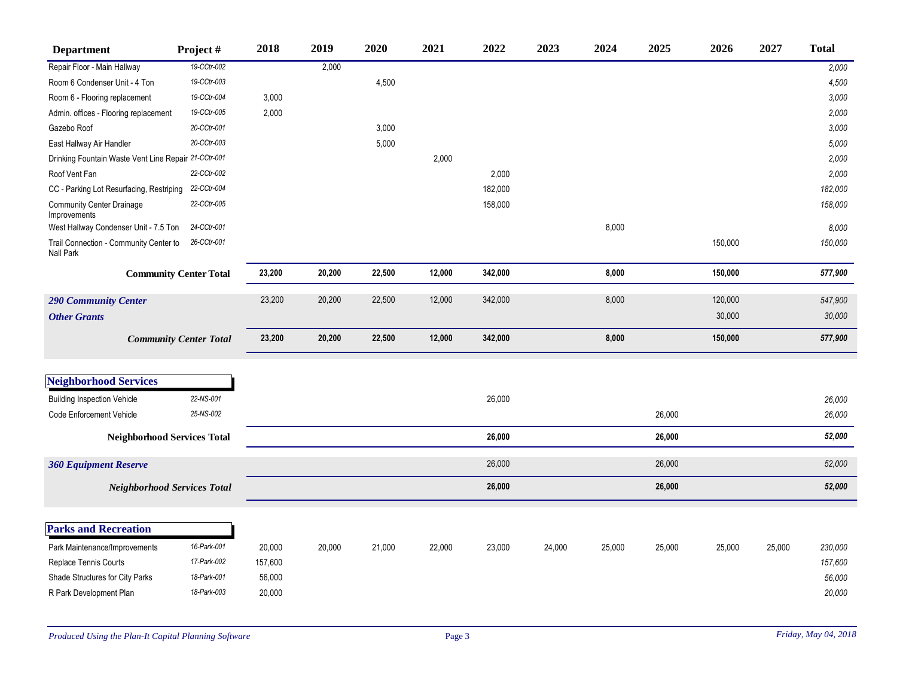| Department | Project # | 2018 | 2019 | 2020 | 2021 | 2022 | 2023 | 2024 | 2025 | 2026 | 2027 | Total |
|---|---|---|---|---|---|---|---|---|---|---|---|---|
| Repair Floor - Main Hallway | 19-CCtr-002 | | 2,000 | | | | | | | | | 2,000 |
| Room 6 Condenser Unit - 4 Ton | 19-CCtr-003 | | | 4,500 | | | | | | | | 4,500 |
| Room 6 - Flooring replacement | 19-CCtr-004 | 3,000 | | | | | | | | | | 3,000 |
| Admin. offices - Flooring replacement | 19-CCtr-005 | 2,000 | | | | | | | | | | 2,000 |
| Gazebo Roof | 20-CCtr-001 | | | 3,000 | | | | | | | | 3,000 |
| East Hallway Air Handler | 20-CCtr-003 | | | 5,000 | | | | | | | | 5,000 |
| Drinking Fountain Waste Vent Line Repair | 21-CCtr-001 | | | | 2,000 | | | | | | | 2,000 |
| Roof Vent Fan | 22-CCtr-002 | | | | | 2,000 | | | | | | 2,000 |
| CC - Parking Lot Resurfacing, Restriping | 22-CCtr-004 | | | | | 182,000 | | | | | | 182,000 |
| Community Center Drainage Improvements | 22-CCtr-005 | | | | | 158,000 | | | | | | 158,000 |
| West Hallway Condenser Unit - 7.5 Ton | 24-CCtr-001 | | | | | | | 8,000 | | | | 8,000 |
| Trail Connection - Community Center to Nall Park | 26-CCtr-001 | | | | | | | | | 150,000 | | 150,000 |
| **Community Center Total** | | **23,200** | **20,200** | **22,500** | **12,000** | **342,000** | | **8,000** | | **150,000** | | **577,900** |
| ***290 Community Center*** | | 23,200 | 20,200 | 22,500 | 12,000 | 342,000 | | 8,000 | | 120,000 | | 547,900 |
| ***Other Grants*** | | | | | | | | | | 30,000 | | 30,000 |
| ***Community Center Total*** | | **23,200** | **20,200** | **22,500** | **12,000** | **342,000** | | **8,000** | | **150,000** | | **577,900** |
| **Neighborhood Services** | | | | | | | | | | | | |
| Building Inspection Vehicle | 22-NS-001 | | | | | 26,000 | | | | | | 26,000 |
| Code Enforcement Vehicle | 25-NS-002 | | | | | | | | 26,000 | | | 26,000 |
| **Neighborhood Services Total** | | | | | | **26,000** | | | **26,000** | | | **52,000** |
| ***360 Equipment Reserve*** | | | | | | 26,000 | | | 26,000 | | | 52,000 |
| ***Neighborhood Services Total*** | | | | | | **26,000** | | | **26,000** | | | **52,000** |
| **Parks and Recreation** | | | | | | | | | | | | |
| Park Maintenance/Improvements | 16-Park-001 | 20,000 | 20,000 | 21,000 | 22,000 | 23,000 | 24,000 | 25,000 | 25,000 | 25,000 | 25,000 | 230,000 |
| Replace Tennis Courts | 17-Park-002 | 157,600 | | | | | | | | | | 157,600 |
| Shade Structures for City Parks | 18-Park-001 | 56,000 | | | | | | | | | | 56,000 |
| R Park Development Plan | 18-Park-003 | 20,000 | | | | | | | | | | 20,000 |

*Produced Using the Plan-It Capital Planning Software* — *Friday, May 04, 2018*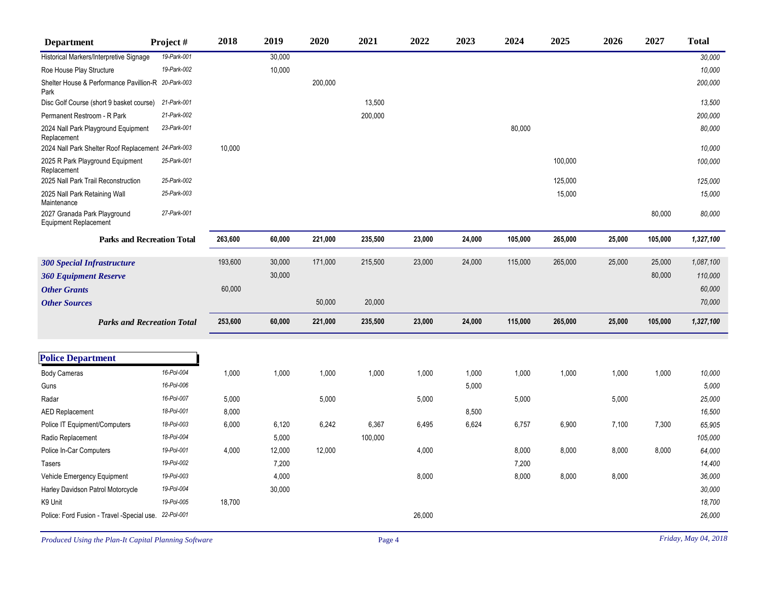| Department | Project # | 2018 | 2019 | 2020 | 2021 | 2022 | 2023 | 2024 | 2025 | 2026 | 2027 | Total |
|---|---|---|---|---|---|---|---|---|---|---|---|---|
| Historical Markers/Interpretive Signage | 19-Park-001 | | 30,000 | | | | | | | | | *30,000* |
| Roe House Play Structure | 19-Park-002 | | 10,000 | | | | | | | | | *10,000* |
| Shelter House & Performance Pavillion-R Park | 20-Park-003 | | | 200,000 | | | | | | | | *200,000* |
| Disc Golf Course (short 9 basket course) | 21-Park-001 | | | | 13,500 | | | | | | | *13,500* |
| Permanent Restroom - R Park | 21-Park-002 | | | | 200,000 | | | | | | | *200,000* |
| 2024 Nall Park Playground Equipment Replacement | 23-Park-001 | | | | | | | 80,000 | | | | *80,000* |
| 2024 Nall Park Shelter Roof Replacement | 24-Park-003 | 10,000 | | | | | | | | | | *10,000* |
| 2025 R Park Playground Equipment Replacement | 25-Park-001 | | | | | | | | 100,000 | | | *100,000* |
| 2025 Nall Park Trail Reconstruction | 25-Park-002 | | | | | | | | 125,000 | | | *125,000* |
| 2025 Nall Park Retaining Wall Maintenance | 25-Park-003 | | | | | | | | 15,000 | | | *15,000* |
| 2027 Granada Park Playground Equipment Replacement | 27-Park-001 | | | | | | | | | | 80,000 | *80,000* |
| **Parks and Recreation Total** | | **263,600** | **60,000** | **221,000** | **235,500** | **23,000** | **24,000** | **105,000** | **265,000** | **25,000** | **105,000** | ***1,327,100*** |

| Source | 2018 | 2019 | 2020 | 2021 | 2022 | 2023 | 2024 | 2025 | 2026 | 2027 | Total |
|---|---|---|---|---|---|---|---|---|---|---|---|
| ***300 Special Infrastructure*** | 193,600 | 30,000 | 171,000 | 215,500 | 23,000 | 24,000 | 115,000 | 265,000 | 25,000 | 25,000 | *1,087,100* |
| ***360 Equipment Reserve*** | | 30,000 | | | | | | | | 80,000 | *110,000* |
| ***Other Grants*** | 60,000 | | | | | | | | | | *60,000* |
| ***Other Sources*** | | | 50,000 | 20,000 | | | | | | | *70,000* |
| ***Parks and Recreation Total*** | **253,600** | **60,000** | **221,000** | **235,500** | **23,000** | **24,000** | **115,000** | **265,000** | **25,000** | **105,000** | ***1,327,100*** |

## Police Department

| Department | Project # | 2018 | 2019 | 2020 | 2021 | 2022 | 2023 | 2024 | 2025 | 2026 | 2027 | Total |
|---|---|---|---|---|---|---|---|---|---|---|---|---|
| Body Cameras | 16-Pol-004 | 1,000 | 1,000 | 1,000 | 1,000 | 1,000 | 1,000 | 1,000 | 1,000 | 1,000 | 1,000 | *10,000* |
| Guns | 16-Pol-006 | | | | | | 5,000 | | | | | *5,000* |
| Radar | 16-Pol-007 | 5,000 | | 5,000 | | 5,000 | | 5,000 | | 5,000 | | *25,000* |
| AED Replacement | 18-Pol-001 | 8,000 | | | | | 8,500 | | | | | *16,500* |
| Police IT Equipment/Computers | 18-Pol-003 | 6,000 | 6,120 | 6,242 | 6,367 | 6,495 | 6,624 | 6,757 | 6,900 | 7,100 | 7,300 | *65,905* |
| Radio Replacement | 18-Pol-004 | | 5,000 | | 100,000 | | | | | | | *105,000* |
| Police In-Car Computers | 19-Pol-001 | 4,000 | 12,000 | 12,000 | | 4,000 | | 8,000 | 8,000 | 8,000 | 8,000 | *64,000* |
| Tasers | 19-Pol-002 | | 7,200 | | | | | 7,200 | | | | *14,400* |
| Vehicle Emergency Equipment | 19-Pol-003 | | 4,000 | | | 8,000 | | 8,000 | 8,000 | 8,000 | | *36,000* |
| Harley Davidson Patrol Motorcycle | 19-Pol-004 | | 30,000 | | | | | | | | | *30,000* |
| K9 Unit | 19-Pol-005 | 18,700 | | | | | | | | | | *18,700* |
| Police: Ford Fusion - Travel -Special use. | 22-Pol-001 | | | | | 26,000 | | | | | | *26,000* |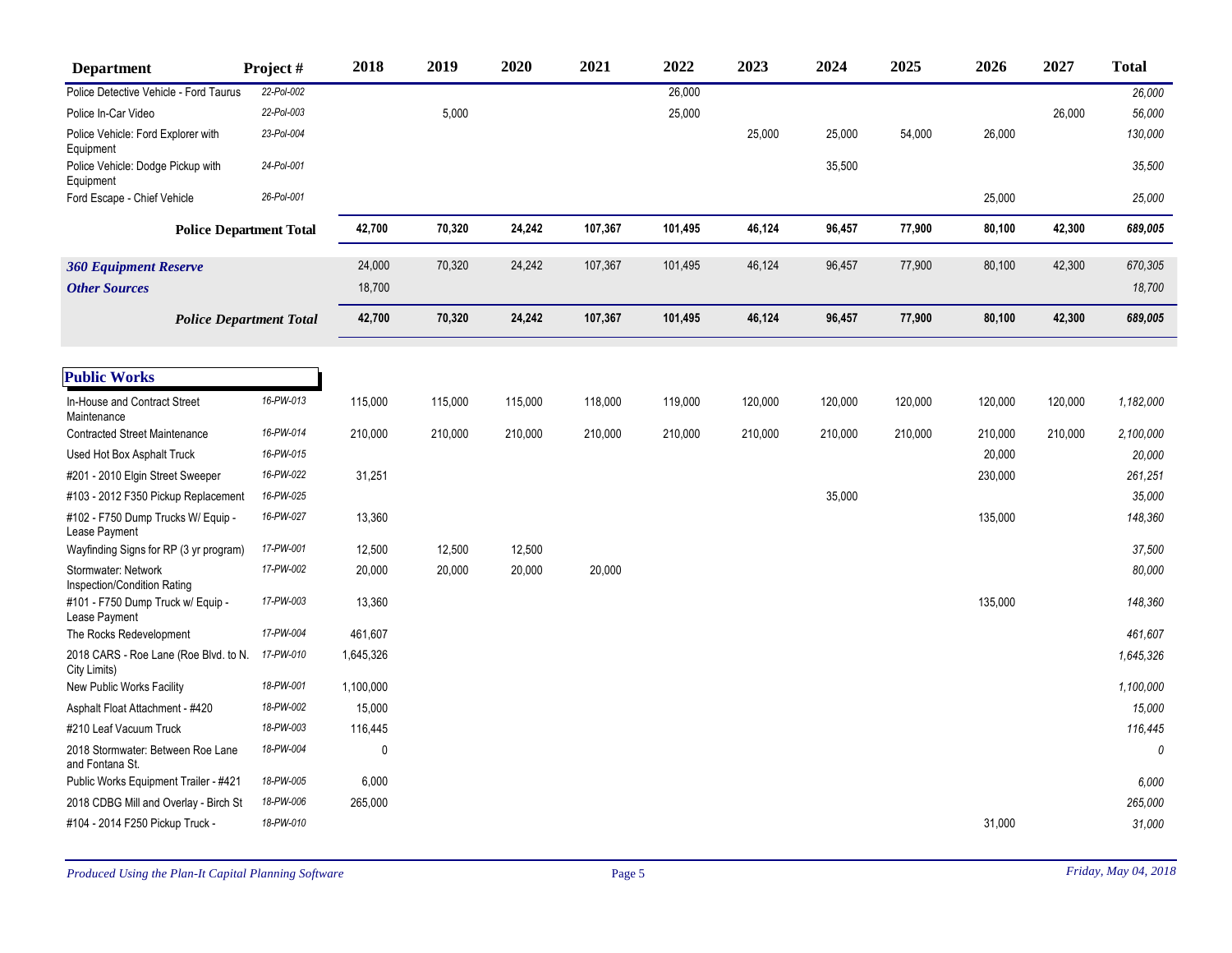| Department | Project # | 2018 | 2019 | 2020 | 2021 | 2022 | 2023 | 2024 | 2025 | 2026 | 2027 | Total |
|---|---|---|---|---|---|---|---|---|---|---|---|---|
| Police Detective Vehicle - Ford Taurus | 22-Pol-002 | | | | | 26,000 | | | | | | 26,000 |
| Police In-Car Video | 22-Pol-003 | | 5,000 | | | 25,000 | | | | | 26,000 | 56,000 |
| Police Vehicle: Ford Explorer with Equipment | 23-Pol-004 | | | | | | 25,000 | 25,000 | 54,000 | 26,000 | | 130,000 |
| Police Vehicle: Dodge Pickup with Equipment | 24-Pol-001 | | | | | | | 35,500 | | | | 35,500 |
| Ford Escape - Chief Vehicle | 26-Pol-001 | | | | | | | | | 25,000 | | 25,000 |
| **Police Department Total** | | **42,700** | **70,320** | **24,242** | **107,367** | **101,495** | **46,124** | **96,457** | **77,900** | **80,100** | **42,300** | **689,005** |
| ***360 Equipment Reserve*** | | 24,000 | 70,320 | 24,242 | 107,367 | 101,495 | 46,124 | 96,457 | 77,900 | 80,100 | 42,300 | 670,305 |
| ***Other Sources*** | | 18,700 | | | | | | | | | | 18,700 |
| ***Police Department Total*** | | **42,700** | **70,320** | **24,242** | **107,367** | **101,495** | **46,124** | **96,457** | **77,900** | **80,100** | **42,300** | **689,005** |

## Public Works

| Department | Project # | 2018 | 2019 | 2020 | 2021 | 2022 | 2023 | 2024 | 2025 | 2026 | 2027 | Total |
|---|---|---|---|---|---|---|---|---|---|---|---|---|
| In-House and Contract Street Maintenance | 16-PW-013 | 115,000 | 115,000 | 115,000 | 118,000 | 119,000 | 120,000 | 120,000 | 120,000 | 120,000 | 120,000 | 1,182,000 |
| Contracted Street Maintenance | 16-PW-014 | 210,000 | 210,000 | 210,000 | 210,000 | 210,000 | 210,000 | 210,000 | 210,000 | 210,000 | 210,000 | 2,100,000 |
| Used Hot Box Asphalt Truck | 16-PW-015 | | | | | | | | | 20,000 | | 20,000 |
| #201 - 2010 Elgin Street Sweeper | 16-PW-022 | 31,251 | | | | | | | | 230,000 | | 261,251 |
| #103 - 2012 F350 Pickup Replacement | 16-PW-025 | | | | | | | 35,000 | | | | 35,000 |
| #102 - F750 Dump Trucks W/ Equip - Lease Payment | 16-PW-027 | 13,360 | | | | | | | | 135,000 | | 148,360 |
| Wayfinding Signs for RP (3 yr program) | 17-PW-001 | 12,500 | 12,500 | 12,500 | | | | | | | | 37,500 |
| Stormwater: Network Inspection/Condition Rating | 17-PW-002 | 20,000 | 20,000 | 20,000 | 20,000 | | | | | | | 80,000 |
| #101 - F750 Dump Truck w/ Equip - Lease Payment | 17-PW-003 | 13,360 | | | | | | | | 135,000 | | 148,360 |
| The Rocks Redevelopment | 17-PW-004 | 461,607 | | | | | | | | | | 461,607 |
| 2018 CARS - Roe Lane (Roe Blvd. to N. City Limits) | 17-PW-010 | 1,645,326 | | | | | | | | | | 1,645,326 |
| New Public Works Facility | 18-PW-001 | 1,100,000 | | | | | | | | | | 1,100,000 |
| Asphalt Float Attachment - #420 | 18-PW-002 | 15,000 | | | | | | | | | | 15,000 |
| #210 Leaf Vacuum Truck | 18-PW-003 | 116,445 | | | | | | | | | | 116,445 |
| 2018 Stormwater: Between Roe Lane and Fontana St. | 18-PW-004 | 0 | | | | | | | | | | 0 |
| Public Works Equipment Trailer - #421 | 18-PW-005 | 6,000 | | | | | | | | | | 6,000 |
| 2018 CDBG Mill and Overlay - Birch St | 18-PW-006 | 265,000 | | | | | | | | | | 265,000 |
| #104 - 2014 F250 Pickup Truck - | 18-PW-010 | | | | | | | | | 31,000 | | 31,000 |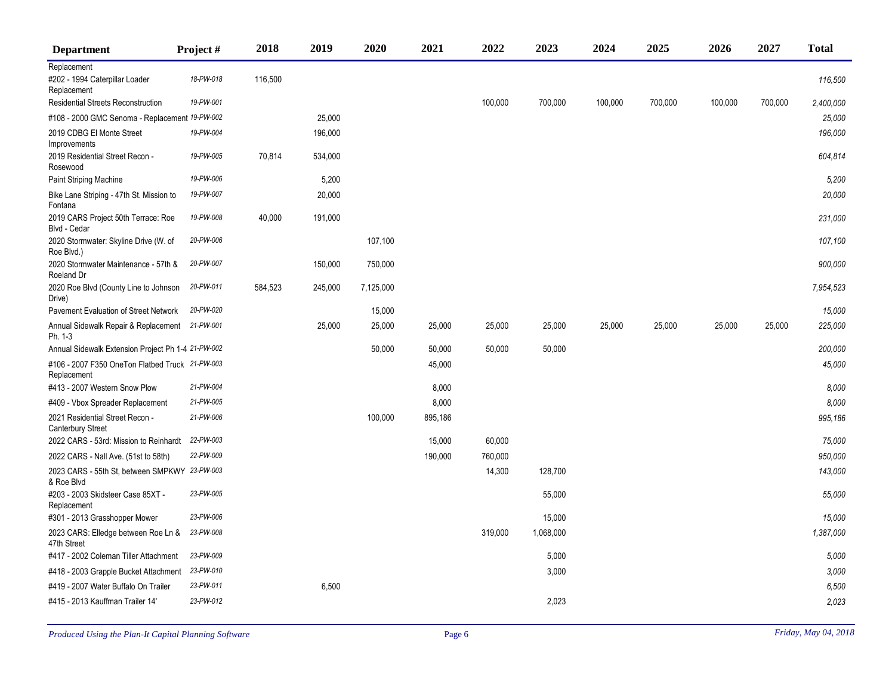| Department | Project # | 2018 | 2019 | 2020 | 2021 | 2022 | 2023 | 2024 | 2025 | 2026 | 2027 | Total |
|---|---|---|---|---|---|---|---|---|---|---|---|---|
| Replacement | | | | | | | | | | | | |
| #202 - 1994 Caterpillar Loader Replacement | 18-PW-018 | 116,500 | | | | | | | | | | 116,500 |
| Residential Streets Reconstruction | 19-PW-001 | | | | | 100,000 | 700,000 | 100,000 | 700,000 | 100,000 | 700,000 | 2,400,000 |
| #108 - 2000 GMC Senoma - Replacement | 19-PW-002 | | 25,000 | | | | | | | | | 25,000 |
| 2019 CDBG El Monte Street Improvements | 19-PW-004 | | 196,000 | | | | | | | | | 196,000 |
| 2019 Residential Street Recon - Rosewood | 19-PW-005 | 70,814 | 534,000 | | | | | | | | | 604,814 |
| Paint Striping Machine | 19-PW-006 | | 5,200 | | | | | | | | | 5,200 |
| Bike Lane Striping - 47th St. Mission to Fontana | 19-PW-007 | | 20,000 | | | | | | | | | 20,000 |
| 2019 CARS Project 50th Terrace: Roe Blvd - Cedar | 19-PW-008 | 40,000 | 191,000 | | | | | | | | | 231,000 |
| 2020 Stormwater: Skyline Drive (W. of Roe Blvd.) | 20-PW-006 | | | 107,100 | | | | | | | | 107,100 |
| 2020 Stormwater Maintenance - 57th & Roeland Dr | 20-PW-007 | | 150,000 | 750,000 | | | | | | | | 900,000 |
| 2020 Roe Blvd (County Line to Johnson Drive) | 20-PW-011 | 584,523 | 245,000 | 7,125,000 | | | | | | | | 7,954,523 |
| Pavement Evaluation of Street Network | 20-PW-020 | | | 15,000 | | | | | | | | 15,000 |
| Annual Sidewalk Repair & Replacement Ph. 1-3 | 21-PW-001 | | 25,000 | 25,000 | 25,000 | 25,000 | 25,000 | 25,000 | 25,000 | 25,000 | 25,000 | 225,000 |
| Annual Sidewalk Extension Project Ph 1-4 | 21-PW-002 | | | 50,000 | 50,000 | 50,000 | 50,000 | | | | | 200,000 |
| #106 - 2007 F350 OneTon Flatbed Truck Replacement | 21-PW-003 | | | | 45,000 | | | | | | | 45,000 |
| #413 - 2007 Western Snow Plow | 21-PW-004 | | | | 8,000 | | | | | | | 8,000 |
| #409 - Vbox Spreader Replacement | 21-PW-005 | | | | 8,000 | | | | | | | 8,000 |
| 2021 Residential Street Recon - Canterbury Street | 21-PW-006 | | | 100,000 | 895,186 | | | | | | | 995,186 |
| 2022 CARS - 53rd: Mission to Reinhardt | 22-PW-003 | | | | 15,000 | 60,000 | | | | | | 75,000 |
| 2022 CARS - Nall Ave. (51st to 58th) | 22-PW-009 | | | | 190,000 | 760,000 | | | | | | 950,000 |
| 2023 CARS - 55th St, between SMPKWY & Roe Blvd | 23-PW-003 | | | | | 14,300 | 128,700 | | | | | 143,000 |
| #203 - 2003 Skidsteer Case 85XT - Replacement | 23-PW-005 | | | | | | 55,000 | | | | | 55,000 |
| #301 - 2013 Grasshopper Mower | 23-PW-006 | | | | | | 15,000 | | | | | 15,000 |
| 2023 CARS: Elledge between Roe Ln & 47th Street | 23-PW-008 | | | | | 319,000 | 1,068,000 | | | | | 1,387,000 |
| #417 - 2002 Coleman Tiller Attachment | 23-PW-009 | | | | | | 5,000 | | | | | 5,000 |
| #418 - 2003 Grapple Bucket Attachment | 23-PW-010 | | | | | | 3,000 | | | | | 3,000 |
| #419 - 2007 Water Buffalo On Trailer | 23-PW-011 | | 6,500 | | | | | | | | | 6,500 |
| #415 - 2013 Kauffman Trailer 14' | 23-PW-012 | | | | | | 2,023 | | | | | 2,023 |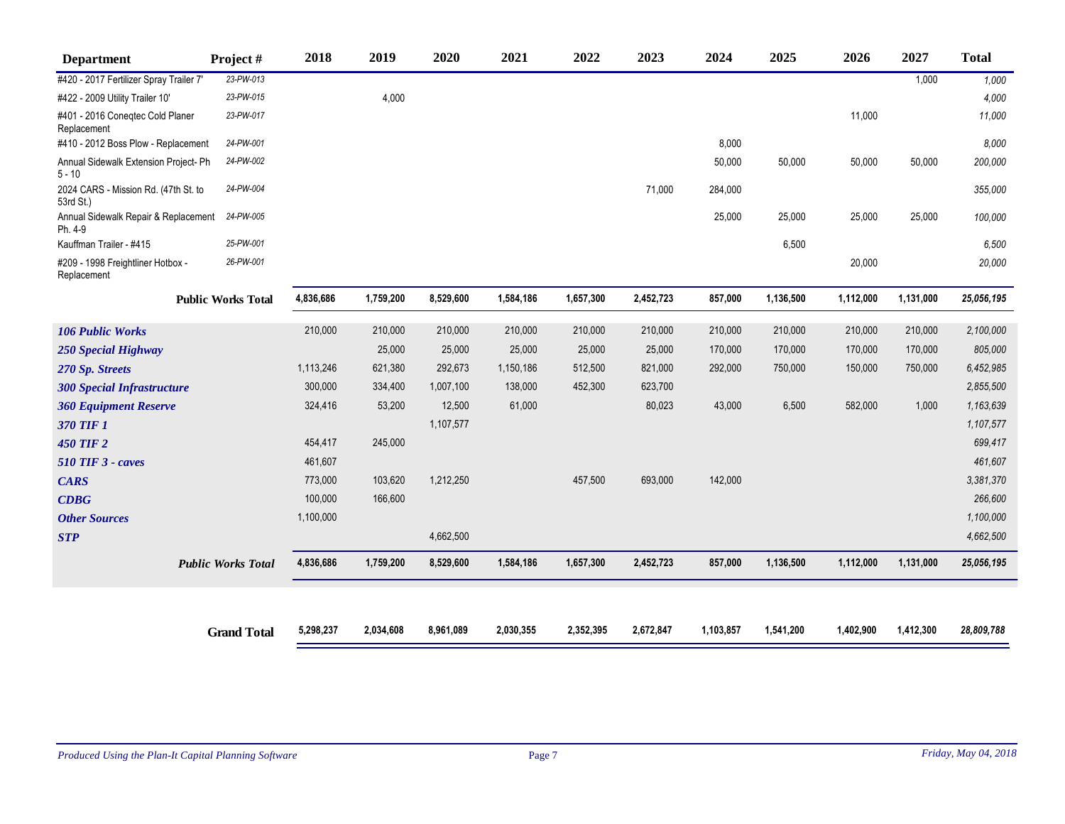| Department | Project # | 2018 | 2019 | 2020 | 2021 | 2022 | 2023 | 2024 | 2025 | 2026 | 2027 | Total |
|---|---|---|---|---|---|---|---|---|---|---|---|---|
| #420 - 2017 Fertilizer Spray Trailer 7' | 23-PW-013 | | | | | | | | | | 1,000 | 1,000 |
| #422 - 2009 Utility Trailer 10' | 23-PW-015 | | 4,000 | | | | | | | | | 4,000 |
| #401 - 2016 Coneqtec Cold Planer Replacement | 23-PW-017 | | | | | | | | | 11,000 | | 11,000 |
| #410 - 2012 Boss Plow - Replacement | 24-PW-001 | | | | | | | 8,000 | | | | 8,000 |
| Annual Sidewalk Extension Project- Ph 5 - 10 | 24-PW-002 | | | | | | | 50,000 | 50,000 | 50,000 | 50,000 | 200,000 |
| 2024 CARS - Mission Rd. (47th St. to 53rd St.) | 24-PW-004 | | | | | | 71,000 | 284,000 | | | | 355,000 |
| Annual Sidewalk Repair & Replacement Ph. 4-9 | 24-PW-005 | | | | | | | 25,000 | 25,000 | 25,000 | 25,000 | 100,000 |
| Kauffman Trailer - #415 | 25-PW-001 | | | | | | | | 6,500 | | | 6,500 |
| #209 - 1998 Freightliner Hotbox - Replacement | 26-PW-001 | | | | | | | | | 20,000 | | 20,000 |
| **Public Works Total** | | **4,836,686** | **1,759,200** | **8,529,600** | **1,584,186** | **1,657,300** | **2,452,723** | **857,000** | **1,136,500** | **1,112,000** | **1,131,000** | ***25,056,195*** |

| | | 2018 | 2019 | 2020 | 2021 | 2022 | 2023 | 2024 | 2025 | 2026 | 2027 | Total |
|---|---|---|---|---|---|---|---|---|---|---|---|---|
| ***106 Public Works*** | | 210,000 | 210,000 | 210,000 | 210,000 | 210,000 | 210,000 | 210,000 | 210,000 | 210,000 | 210,000 | 2,100,000 |
| ***250 Special Highway*** | | | 25,000 | 25,000 | 25,000 | 25,000 | 25,000 | 170,000 | 170,000 | 170,000 | 170,000 | 805,000 |
| ***270 Sp. Streets*** | | 1,113,246 | 621,380 | 292,673 | 1,150,186 | 512,500 | 821,000 | 292,000 | 750,000 | 150,000 | 750,000 | 6,452,985 |
| ***300 Special Infrastructure*** | | 300,000 | 334,400 | 1,007,100 | 138,000 | 452,300 | 623,700 | | | | | 2,855,500 |
| ***360 Equipment Reserve*** | | 324,416 | 53,200 | 12,500 | 61,000 | | 80,023 | 43,000 | 6,500 | 582,000 | 1,000 | 1,163,639 |
| ***370 TIF 1*** | | | | 1,107,577 | | | | | | | | 1,107,577 |
| ***450 TIF 2*** | | 454,417 | 245,000 | | | | | | | | | 699,417 |
| ***510 TIF 3 - caves*** | | 461,607 | | | | | | | | | | 461,607 |
| ***CARS*** | | 773,000 | 103,620 | 1,212,250 | | 457,500 | 693,000 | 142,000 | | | | 3,381,370 |
| ***CDBG*** | | 100,000 | 166,600 | | | | | | | | | 266,600 |
| ***Other Sources*** | | 1,100,000 | | | | | | | | | | 1,100,000 |
| ***STP*** | | | | 4,662,500 | | | | | | | | 4,662,500 |
| ***Public Works Total*** | | **4,836,686** | **1,759,200** | **8,529,600** | **1,584,186** | **1,657,300** | **2,452,723** | **857,000** | **1,136,500** | **1,112,000** | **1,131,000** | ***25,056,195*** |

| | | 2018 | 2019 | 2020 | 2021 | 2022 | 2023 | 2024 | 2025 | 2026 | 2027 | Total |
|---|---|---|---|---|---|---|---|---|---|---|---|---|
| **Grand Total** | | **5,298,237** | **2,034,608** | **8,961,089** | **2,030,355** | **2,352,395** | **2,672,847** | **1,103,857** | **1,541,200** | **1,402,900** | **1,412,300** | ***28,809,788*** |

*Produced Using the Plan-It Capital Planning Software*

*Friday, May 04, 2018*